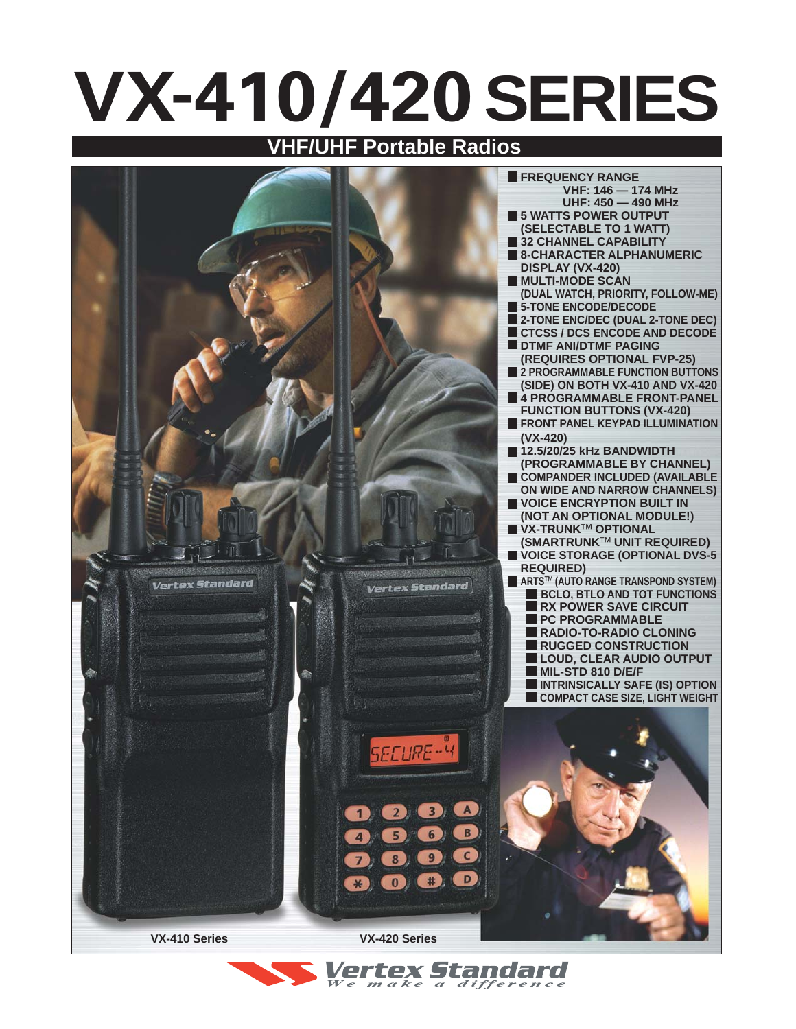# VX-410/420 SERIES

## VHF/UHF Portable Radios

- **FREQUENCY RANGE**
  - VHF: 146 — 174 MHz
  - UHF: 450 — 490 MHz
- **5 WATTS POWER OUTPUT (SELECTABLE TO 1 WATT)**
- **32 CHANNEL CAPABILITY**
- **8-CHARACTER ALPHANUMERIC DISPLAY (VX-420)**
- **MULTI-MODE SCAN (DUAL WATCH, PRIORITY, FOLLOW-ME)**
- **5-TONE ENCODE/DECODE**
- **2-TONE ENC/DEC (DUAL 2-TONE DEC)**
- **CTCSS / DCS ENCODE AND DECODE**
- **DTMF ANI/DTMF PAGING (REQUIRES OPTIONAL FVP-25)**
- **2 PROGRAMMABLE FUNCTION BUTTONS (SIDE) ON BOTH VX-410 AND VX-420**
- **4 PROGRAMMABLE FRONT-PANEL FUNCTION BUTTONS (VX-420)**
- **FRONT PANEL KEYPAD ILLUMINATION (VX-420)**
- **12.5/20/25 kHz BANDWIDTH (PROGRAMMABLE BY CHANNEL)**
- **COMPANDER INCLUDED (AVAILABLE ON WIDE AND NARROW CHANNELS)**
- **VOICE ENCRYPTION BUILT IN (NOT AN OPTIONAL MODULE!)**
- **VX-TRUNK™ OPTIONAL (SMARTRUNK™ UNIT REQUIRED)**
- **VOICE STORAGE (OPTIONAL DVS-5 REQUIRED)**
- **ARTS™ (AUTO RANGE TRANSPOND SYSTEM)**
  - **BCLO, BTLO AND TOT FUNCTIONS**
  - **RX POWER SAVE CIRCUIT**
  - **PC PROGRAMMABLE**
  - **RADIO-TO-RADIO CLONING**
  - **RUGGED CONSTRUCTION**
  - **LOUD, CLEAR AUDIO OUTPUT**
  - **MIL-STD 810 D/E/F**
  - **INTRINSICALLY SAFE (IS) OPTION**
  - **COMPACT CASE SIZE, LIGHT WEIGHT**

VX-410 Series

VX-420 Series

**Vertex Standard**
*We make a difference*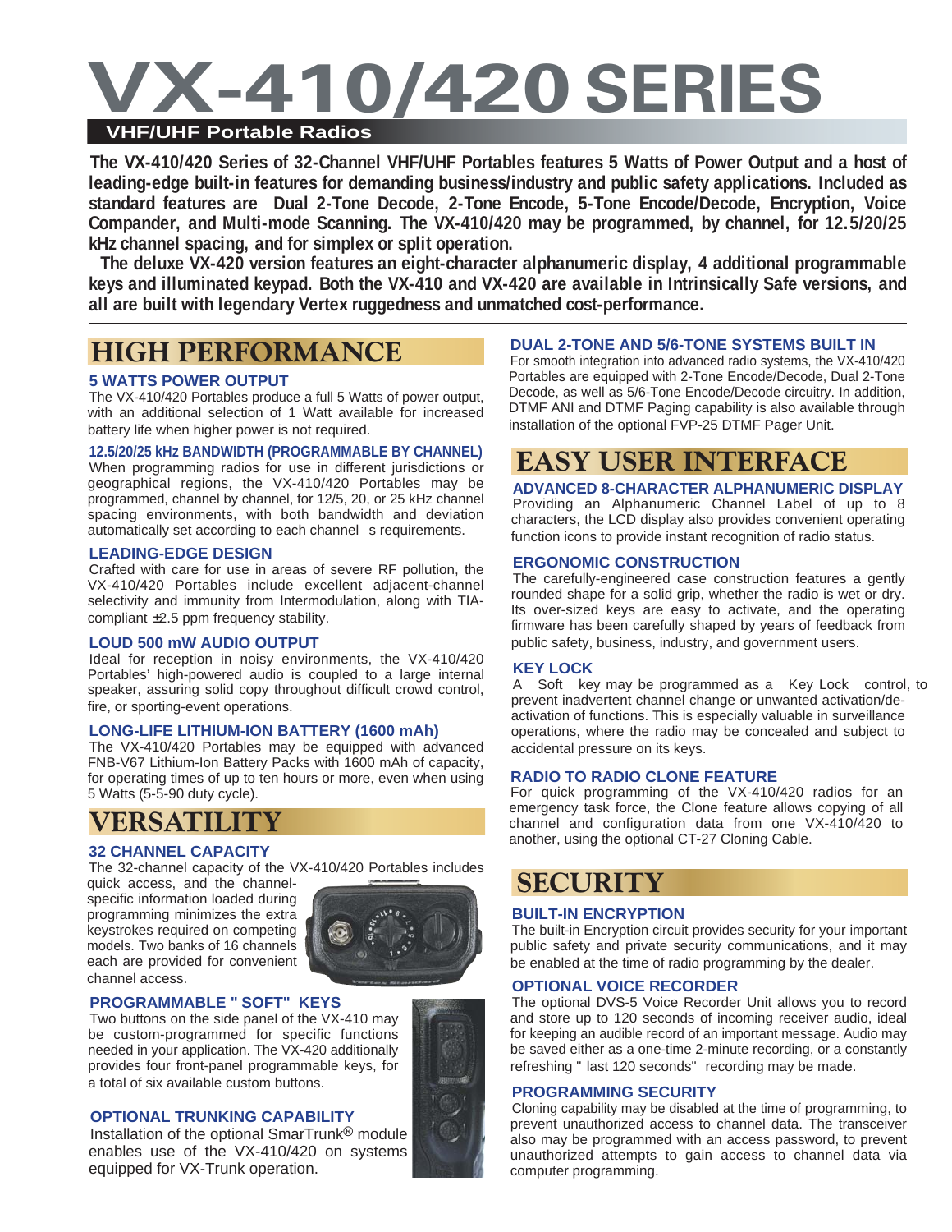# VX-410/420 SERIES

**VHF/UHF Portable Radios**

**The VX-410/420 Series of 32-Channel VHF/UHF Portables features 5 Watts of Power Output and a host of leading-edge built-in features for demanding business/industry and public safety applications. Included as standard features are Dual 2-Tone Decode, 2-Tone Encode, 5-Tone Encode/Decode, Encryption, Voice Compander, and Multi-mode Scanning. The VX-410/420 may be programmed, by channel, for 12.5/20/25 kHz channel spacing, and for simplex or split operation.**

**The deluxe VX-420 version features an eight-character alphanumeric display, 4 additional programmable keys and illuminated keypad. Both the VX-410 and VX-420 are available in Intrinsically Safe versions, and all are built with legendary Vertex ruggedness and unmatched cost-performance.**

## HIGH PERFORMANCE

### 5 WATTS POWER OUTPUT

The VX-410/420 Portables produce a full 5 Watts of power output, with an additional selection of 1 Watt available for increased battery life when higher power is not required.

### 12.5/20/25 kHz BANDWIDTH (PROGRAMMABLE BY CHANNEL)

When programming radios for use in different jurisdictions or geographical regions, the VX-410/420 Portables may be programmed, channel by channel, for 12/5, 20, or 25 kHz channel spacing environments, with both bandwidth and deviation automatically set according to each channel s requirements.

### LEADING-EDGE DESIGN

Crafted with care for use in areas of severe RF pollution, the VX-410/420 Portables include excellent adjacent-channel selectivity and immunity from Intermodulation, along with TIA-compliant ±2.5 ppm frequency stability.

### LOUD 500 mW AUDIO OUTPUT

Ideal for reception in noisy environments, the VX-410/420 Portables' high-powered audio is coupled to a large internal speaker, assuring solid copy throughout difficult crowd control, fire, or sporting-event operations.

### LONG-LIFE LITHIUM-ION BATTERY (1600 mAh)

The VX-410/420 Portables may be equipped with advanced FNB-V67 Lithium-Ion Battery Packs with 1600 mAh of capacity, for operating times of up to ten hours or more, even when using 5 Watts (5-5-90 duty cycle).

## VERSATILITY

### 32 CHANNEL CAPACITY

The 32-channel capacity of the VX-410/420 Portables includes quick access, and the channel-specific information loaded during programming minimizes the extra keystrokes required on competing models. Two banks of 16 channels each are provided for convenient channel access.

### PROGRAMMABLE " SOFT" KEYS

Two buttons on the side panel of the VX-410 may be custom-programmed for specific functions needed in your application. The VX-420 additionally provides four front-panel programmable keys, for a total of six available custom buttons.

### OPTIONAL TRUNKING CAPABILITY

Installation of the optional SmarTrunk® module enables use of the VX-410/420 on systems equipped for VX-Trunk operation.

### DUAL 2-TONE AND 5/6-TONE SYSTEMS BUILT IN

For smooth integration into advanced radio systems, the VX-410/420 Portables are equipped with 2-Tone Encode/Decode, Dual 2-Tone Decode, as well as 5/6-Tone Encode/Decode circuitry. In addition, DTMF ANI and DTMF Paging capability is also available through installation of the optional FVP-25 DTMF Pager Unit.

## EASY USER INTERFACE

### ADVANCED 8-CHARACTER ALPHANUMERIC DISPLAY

Providing an Alphanumeric Channel Label of up to 8 characters, the LCD display also provides convenient operating function icons to provide instant recognition of radio status.

### ERGONOMIC CONSTRUCTION

The carefully-engineered case construction features a gently rounded shape for a solid grip, whether the radio is wet or dry. Its over-sized keys are easy to activate, and the operating firmware has been carefully shaped by years of feedback from public safety, business, industry, and government users.

### KEY LOCK

A Soft key may be programmed as a Key Lock control, to prevent inadvertent channel change or unwanted activation/de-activation of functions. This is especially valuable in surveillance operations, where the radio may be concealed and subject to accidental pressure on its keys.

### RADIO TO RADIO CLONE FEATURE

For quick programming of the VX-410/420 radios for an emergency task force, the Clone feature allows copying of all channel and configuration data from one VX-410/420 to another, using the optional CT-27 Cloning Cable.

## SECURITY

### BUILT-IN ENCRYPTION

The built-in Encryption circuit provides security for your important public safety and private security communications, and it may be enabled at the time of radio programming by the dealer.

### OPTIONAL VOICE RECORDER

The optional DVS-5 Voice Recorder Unit allows you to record and store up to 120 seconds of incoming receiver audio, ideal for keeping an audible record of an important message. Audio may be saved either as a one-time 2-minute recording, or a constantly refreshing " last 120 seconds" recording may be made.

### PROGRAMMING SECURITY

Cloning capability may be disabled at the time of programming, to prevent unauthorized access to channel data. The transceiver also may be programmed with an access password, to prevent unauthorized attempts to gain access to channel data via computer programming.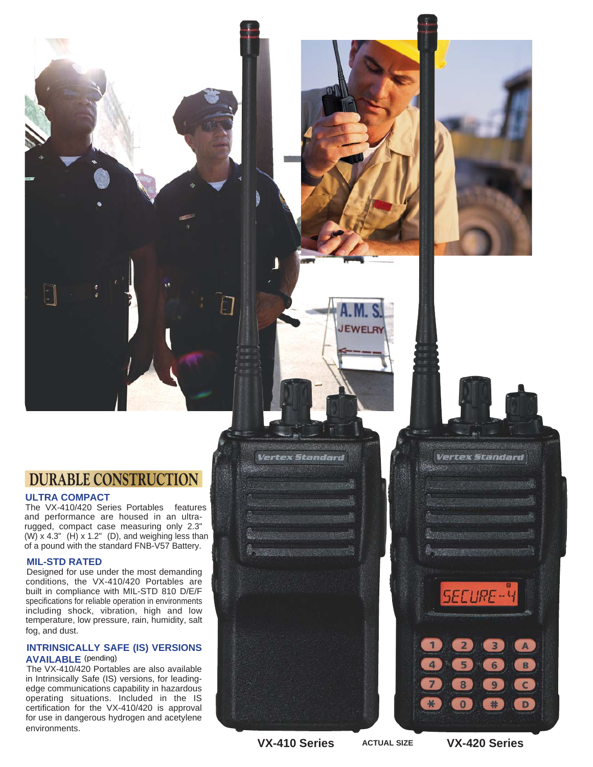## DURABLE CONSTRUCTION

### ULTRA COMPACT

The VX-410/420 Series Portables features and performance are housed in an ultra-rugged, compact case measuring only 2.3" (W) x 4.3" (H) x 1.2" (D), and weighing less than of a pound with the standard FNB-V57 Battery.

### MIL-STD RATED

Designed for use under the most demanding conditions, the VX-410/420 Portables are built in compliance with MIL-STD 810 D/E/F specifications for reliable operation in environments including shock, vibration, high and low temperature, low pressure, rain, humidity, salt fog, and dust.

### INTRINSICALLY SAFE (IS) VERSIONS AVAILABLE (pending)

The VX-410/420 Portables are also available in Intrinsically Safe (IS) versions, for leading-edge communications capability in hazardous operating situations. Included in the IS certification for the VX-410/420 is approval for use in dangerous hydrogen and acetylene environments.

**VX-410 Series** **ACTUAL SIZE** **VX-420 Series**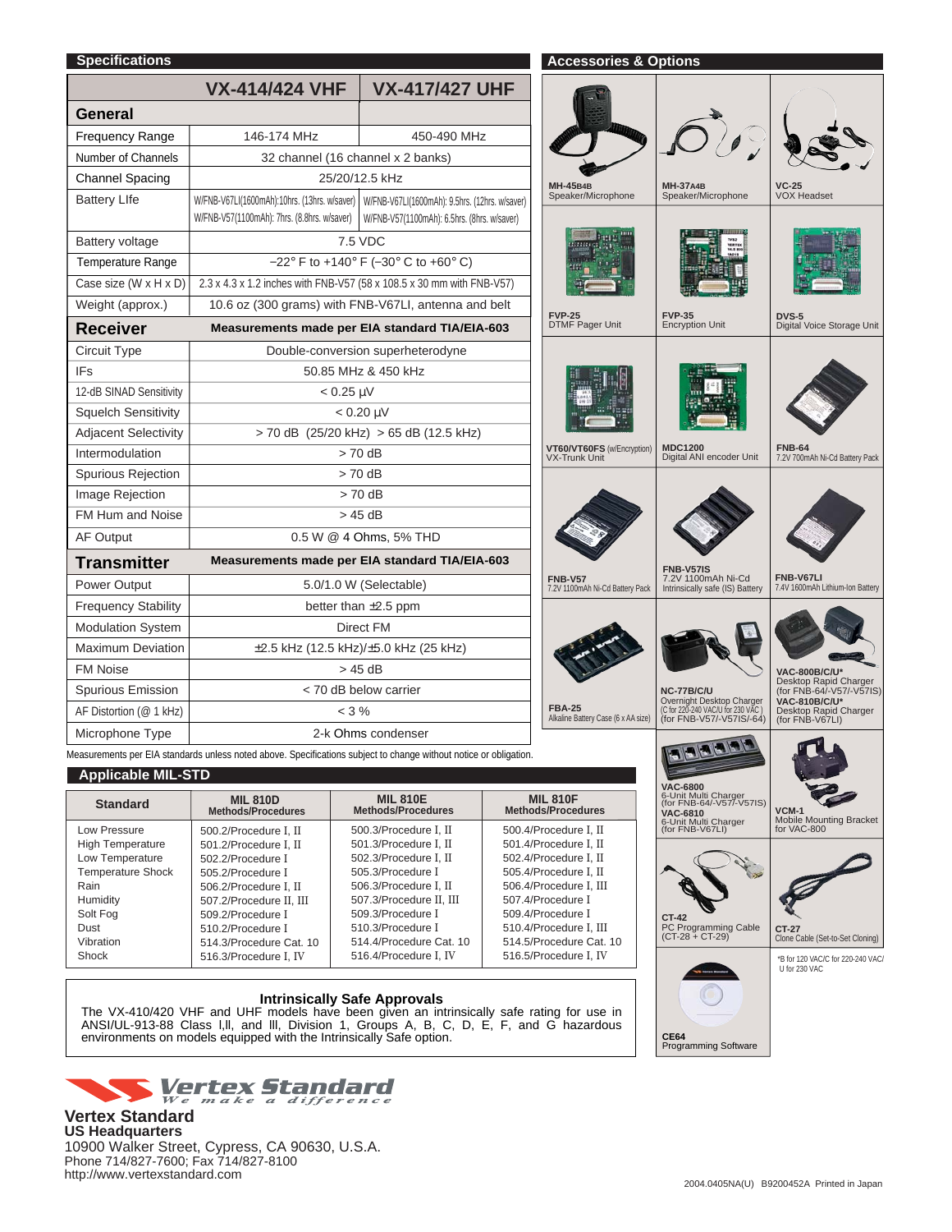## Specifications

| | VX-414/424 VHF | VX-417/427 UHF |
|---|---|---|
| **General** | | |
| Frequency Range | 146-174 MHz | 450-490 MHz |
| Number of Channels | 32 channel (16 channel x 2 banks) | |
| Channel Spacing | 25/20/12.5 kHz | |
| Battery LIfe | W/FNB-V67LI(1600mAh):10hrs. (13hrs. w/saver) W/FNB-V57(1100mAh): 7hrs. (8.8hrs. w/saver) | W/FNB-V67LI(1600mAh): 9.5hrs. (12hrs. w/saver) W/FNB-V57(1100mAh): 6.5hrs. (8hrs. w/saver) |
| Battery voltage | 7.5 VDC | |
| Temperature Range | −22° F to +140° F (−30° C to +60° C) | |
| Case size (W x H x D) | 2.3 x 4.3 x 1.2 inches with FNB-V57 (58 x 108.5 x 30 mm with FNB-V57) | |
| Weight (approx.) | 10.6 oz (300 grams) with FNB-V67LI, antenna and belt | |
| **Receiver** | **Measurements made per EIA standard TIA/EIA-603** | |
| Circuit Type | Double-conversion superheterodyne | |
| IFs | 50.85 MHz & 450 kHz | |
| 12-dB SINAD Sensitivity | < 0.25 µV | |
| Squelch Sensitivity | < 0.20 µV | |
| Adjacent Selectivity | > 70 dB (25/20 kHz) > 65 dB (12.5 kHz) | |
| Intermodulation | > 70 dB | |
| Spurious Rejection | > 70 dB | |
| Image Rejection | > 70 dB | |
| FM Hum and Noise | > 45 dB | |
| AF Output | 0.5 W @ 4 Ohms, 5% THD | |
| **Transmitter** | **Measurements made per EIA standard TIA/EIA-603** | |
| Power Output | 5.0/1.0 W (Selectable) | |
| Frequency Stability | better than ±2.5 ppm | |
| Modulation System | Direct FM | |
| Maximum Deviation | ±2.5 kHz (12.5 kHz)/±5.0 kHz (25 kHz) | |
| FM Noise | > 45 dB | |
| Spurious Emission | < 70 dB below carrier | |
| AF Distortion (@ 1 kHz) | < 3 % | |
| Microphone Type | 2-k Ohms condenser | |

Measurements per EIA standards unless noted above. Specifications subject to change without notice or obligation.

## Applicable MIL-STD

| Standard | MIL 810D Methods/Procedures | MIL 810E Methods/Procedures | MIL 810F Methods/Procedures |
|---|---|---|---|
| Low Pressure | 500.2/Procedure I, II | 500.3/Procedure I, II | 500.4/Procedure I, II |
| High Temperature | 501.2/Procedure I, II | 501.3/Procedure I, II | 501.4/Procedure I, II |
| Low Temperature | 502.2/Procedure I | 502.3/Procedure I, II | 502.4/Procedure I, II |
| Temperature Shock | 505.2/Procedure I | 505.3/Procedure I | 505.4/Procedure I, II |
| Rain | 506.2/Procedure I, II | 506.3/Procedure I, II | 506.4/Procedure I, III |
| Humidity | 507.2/Procedure II, III | 507.3/Procedure II, III | 507.4/Procedure I |
| Solt Fog | 509.2/Procedure I | 509.3/Procedure I | 509.4/Procedure I |
| Dust | 510.2/Procedure I | 510.3/Procedure I | 510.4/Procedure I, III |
| Vibration | 514.3/Procedure Cat. 10 | 514.4/Procedure Cat. 10 | 514.5/Procedure Cat. 10 |
| Shock | 516.3/Procedure I, IV | 516.4/Procedure I, IV | 516.5/Procedure I, IV |

**Intrinsically Safe Approvals**

The VX-410/420 VHF and UHF models have been given an intrinsically safe rating for use in ANSI/UL-913-88 Class I,II, and III, Division 1, Groups A, B, C, D, E, F, and G hazardous environments on models equipped with the Intrinsically Safe option.

## Accessories & Options

- **MH-45B4B** Speaker/Microphone
- **MH-37A4B** Speaker/Microphone
- **VC-25** VOX Headset
- **FVP-25** DTMF Pager Unit
- **FVP-35** Encryption Unit
- **DVS-5** Digital Voice Storage Unit
- **VT60/VT60FS** (w/Encryption) VX-Trunk Unit
- **MDC1200** Digital ANI encoder Unit
- **FNB-64** 7.2V 700mAh Ni-Cd Battery Pack
- **FNB-V57** 7.2V 1100mAh Ni-Cd Battery Pack
- **FNB-V57IS** 7.2V 1100mAh Ni-Cd Intrinsically safe (IS) Battery
- **FNB-V67LI** 7.4V 1600mAh Lithium-Ion Battery
- **FBA-25** Alkaline Battery Case (6 x AA size)
- **NC-77B/C/U** Overnight Desktop Charger (C for 220-240 VAC/U for 230 VAC) (for FNB-V57/-V57IS/-64)
- **VAC-800B/C/U*** Desktop Rapid Charger (for FNB-64/-V57/-V57IS)
- **VAC-810B/C/U*** Desktop Rapid Charger (for FNB-V67LI)
- **VAC-6800** 6-Unit Multi Charger (for FNB-64/-V57/-V57IS)
- **VAC-6810** 6-Unit Multi Charger (for FNB-V67LI)
- **VCM-1** Mobile Mounting Bracket for VAC-800
- **CT-42** PC Programming Cable (CT-28 + CT-29)
- **CT-27** Clone Cable (Set-to-Set Cloning)
- **CE64** Programming Software

*B for 120 VAC/C for 220-240 VAC/U for 230 VAC

**Vertex Standard**
*We make a difference*

**Vertex Standard**
**US Headquarters**
10900 Walker Street, Cypress, CA 90630, U.S.A.
Phone 714/827-7600; Fax 714/827-8100
http://www.vertexstandard.com

2004.0405NA(U) B9200452A Printed in Japan